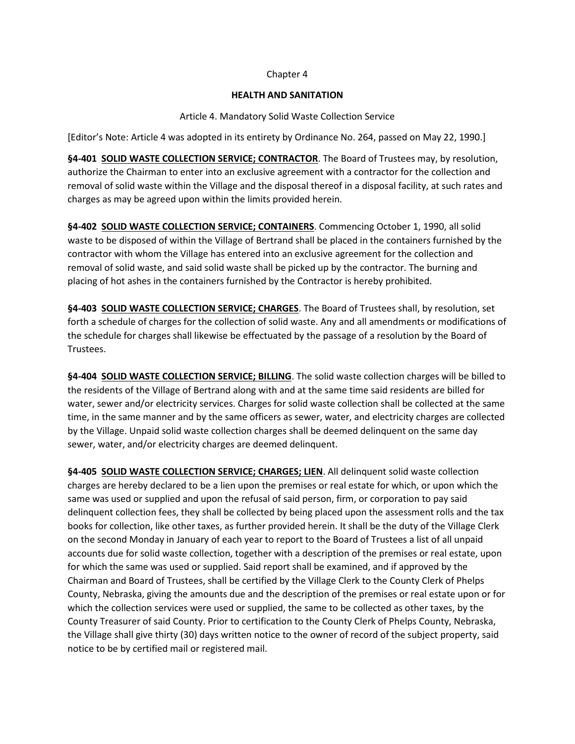Chapter 4

# HEALTH AND SANITATION

## Article 4. Mandatory Solid Waste Collection Service

[Editor's Note: Article 4 was adopted in its entirety by Ordinance No. 264, passed on May 22, 1990.]

**§4-401 SOLID WASTE COLLECTION SERVICE; CONTRACTOR**. The Board of Trustees may, by resolution, authorize the Chairman to enter into an exclusive agreement with a contractor for the collection and removal of solid waste within the Village and the disposal thereof in a disposal facility, at such rates and charges as may be agreed upon within the limits provided herein.

**§4-402 SOLID WASTE COLLECTION SERVICE; CONTAINERS**. Commencing October 1, 1990, all solid waste to be disposed of within the Village of Bertrand shall be placed in the containers furnished by the contractor with whom the Village has entered into an exclusive agreement for the collection and removal of solid waste, and said solid waste shall be picked up by the contractor. The burning and placing of hot ashes in the containers furnished by the Contractor is hereby prohibited.

**§4-403 SOLID WASTE COLLECTION SERVICE; CHARGES**. The Board of Trustees shall, by resolution, set forth a schedule of charges for the collection of solid waste. Any and all amendments or modifications of the schedule for charges shall likewise be effectuated by the passage of a resolution by the Board of Trustees.

**§4-404 SOLID WASTE COLLECTION SERVICE; BILLING**. The solid waste collection charges will be billed to the residents of the Village of Bertrand along with and at the same time said residents are billed for water, sewer and/or electricity services. Charges for solid waste collection shall be collected at the same time, in the same manner and by the same officers as sewer, water, and electricity charges are collected by the Village. Unpaid solid waste collection charges shall be deemed delinquent on the same day sewer, water, and/or electricity charges are deemed delinquent.

**§4-405 SOLID WASTE COLLECTION SERVICE; CHARGES; LIEN**. All delinquent solid waste collection charges are hereby declared to be a lien upon the premises or real estate for which, or upon which the same was used or supplied and upon the refusal of said person, firm, or corporation to pay said delinquent collection fees, they shall be collected by being placed upon the assessment rolls and the tax books for collection, like other taxes, as further provided herein. It shall be the duty of the Village Clerk on the second Monday in January of each year to report to the Board of Trustees a list of all unpaid accounts due for solid waste collection, together with a description of the premises or real estate, upon for which the same was used or supplied. Said report shall be examined, and if approved by the Chairman and Board of Trustees, shall be certified by the Village Clerk to the County Clerk of Phelps County, Nebraska, giving the amounts due and the description of the premises or real estate upon or for which the collection services were used or supplied, the same to be collected as other taxes, by the County Treasurer of said County. Prior to certification to the County Clerk of Phelps County, Nebraska, the Village shall give thirty (30) days written notice to the owner of record of the subject property, said notice to be by certified mail or registered mail.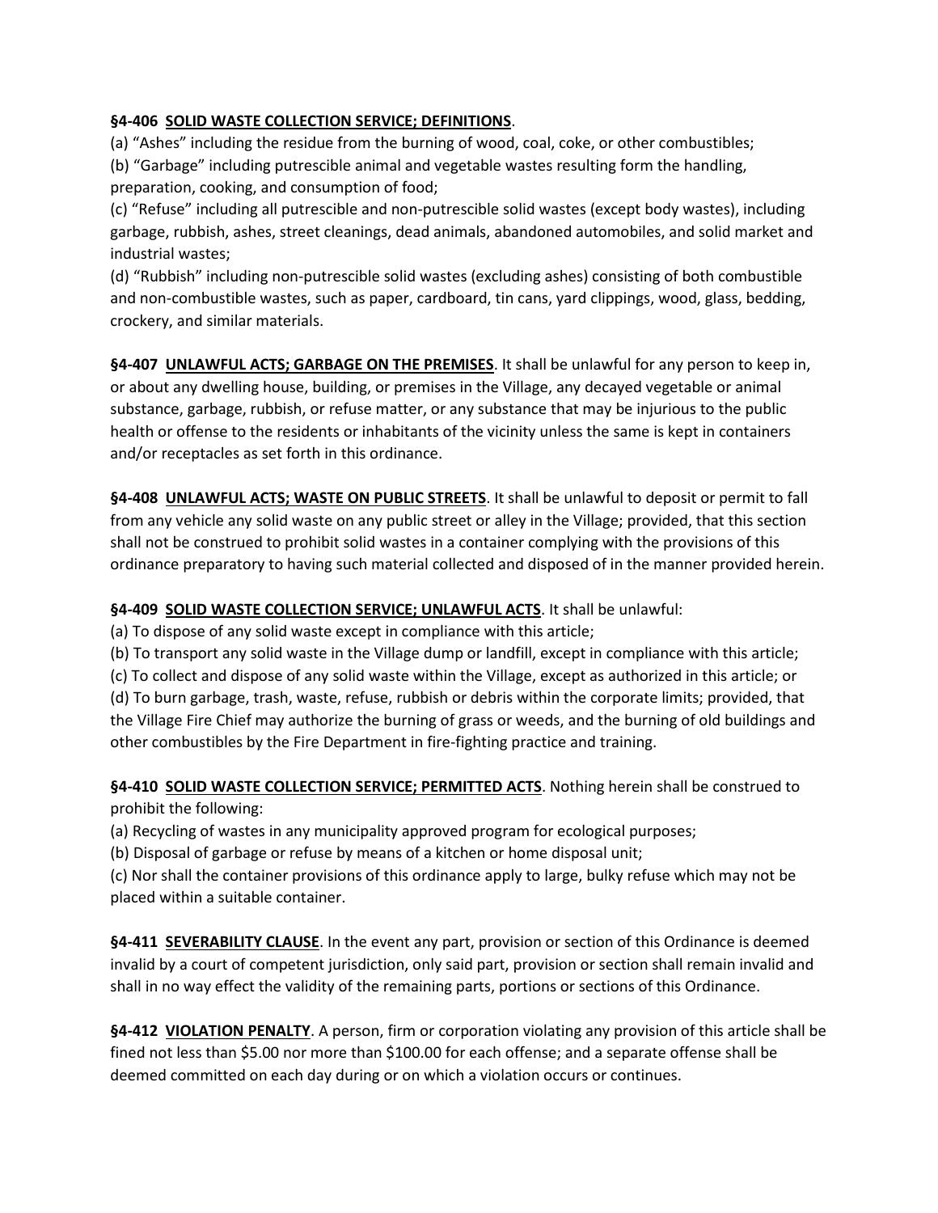**§4-406 SOLID WASTE COLLECTION SERVICE; DEFINITIONS**.

(a) "Ashes" including the residue from the burning of wood, coal, coke, or other combustibles;

(b) "Garbage" including putrescible animal and vegetable wastes resulting form the handling, preparation, cooking, and consumption of food;

(c) "Refuse" including all putrescible and non-putrescible solid wastes (except body wastes), including garbage, rubbish, ashes, street cleanings, dead animals, abandoned automobiles, and solid market and industrial wastes;

(d) "Rubbish" including non-putrescible solid wastes (excluding ashes) consisting of both combustible and non-combustible wastes, such as paper, cardboard, tin cans, yard clippings, wood, glass, bedding, crockery, and similar materials.

**§4-407 UNLAWFUL ACTS; GARBAGE ON THE PREMISES**. It shall be unlawful for any person to keep in, or about any dwelling house, building, or premises in the Village, any decayed vegetable or animal substance, garbage, rubbish, or refuse matter, or any substance that may be injurious to the public health or offense to the residents or inhabitants of the vicinity unless the same is kept in containers and/or receptacles as set forth in this ordinance.

**§4-408 UNLAWFUL ACTS; WASTE ON PUBLIC STREETS**. It shall be unlawful to deposit or permit to fall from any vehicle any solid waste on any public street or alley in the Village; provided, that this section shall not be construed to prohibit solid wastes in a container complying with the provisions of this ordinance preparatory to having such material collected and disposed of in the manner provided herein.

**§4-409 SOLID WASTE COLLECTION SERVICE; UNLAWFUL ACTS**. It shall be unlawful:

(a) To dispose of any solid waste except in compliance with this article;

(b) To transport any solid waste in the Village dump or landfill, except in compliance with this article;

(c) To collect and dispose of any solid waste within the Village, except as authorized in this article; or

(d) To burn garbage, trash, waste, refuse, rubbish or debris within the corporate limits; provided, that the Village Fire Chief may authorize the burning of grass or weeds, and the burning of old buildings and other combustibles by the Fire Department in fire-fighting practice and training.

**§4-410 SOLID WASTE COLLECTION SERVICE; PERMITTED ACTS**. Nothing herein shall be construed to prohibit the following:

(a) Recycling of wastes in any municipality approved program for ecological purposes;

(b) Disposal of garbage or refuse by means of a kitchen or home disposal unit;

(c) Nor shall the container provisions of this ordinance apply to large, bulky refuse which may not be placed within a suitable container.

**§4-411 SEVERABILITY CLAUSE**. In the event any part, provision or section of this Ordinance is deemed invalid by a court of competent jurisdiction, only said part, provision or section shall remain invalid and shall in no way effect the validity of the remaining parts, portions or sections of this Ordinance.

**§4-412 VIOLATION PENALTY**. A person, firm or corporation violating any provision of this article shall be fined not less than $5.00 nor more than $100.00 for each offense; and a separate offense shall be deemed committed on each day during or on which a violation occurs or continues.